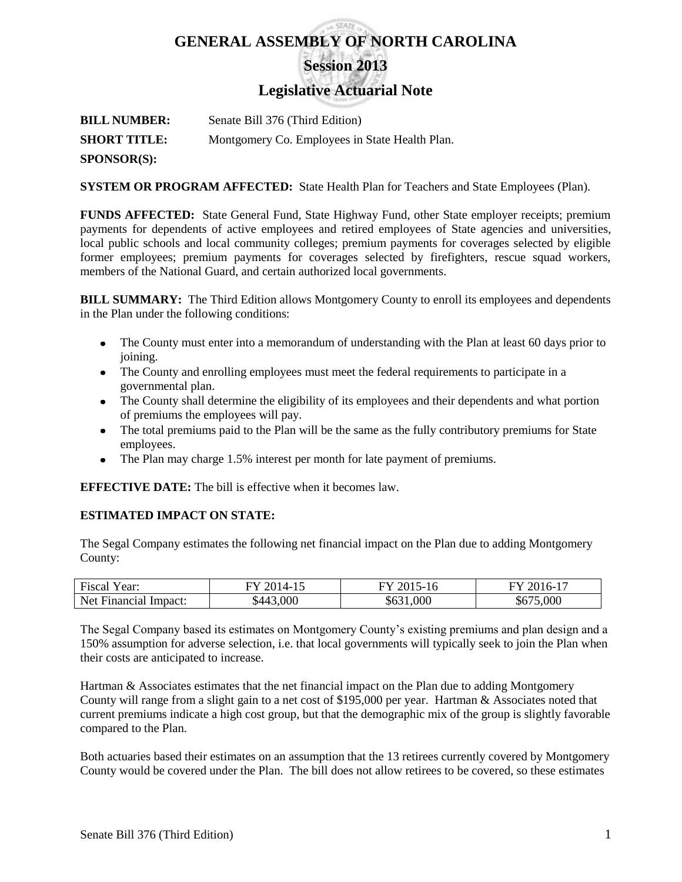# GENERAL ASSEMBLY OF NORTH CAROLINA

## Session 2013

## Legislative Actuarial Note

**BILL NUMBER:** Senate Bill 376 (Third Edition)

**SHORT TITLE:** Montgomery Co. Employees in State Health Plan.

**SPONSOR(S):**

**SYSTEM OR PROGRAM AFFECTED:** State Health Plan for Teachers and State Employees (Plan).

**FUNDS AFFECTED:** State General Fund, State Highway Fund, other State employer receipts; premium payments for dependents of active employees and retired employees of State agencies and universities, local public schools and local community colleges; premium payments for coverages selected by eligible former employees; premium payments for coverages selected by firefighters, rescue squad workers, members of the National Guard, and certain authorized local governments.

**BILL SUMMARY:** The Third Edition allows Montgomery County to enroll its employees and dependents in the Plan under the following conditions:

- The County must enter into a memorandum of understanding with the Plan at least 60 days prior to joining.
- The County and enrolling employees must meet the federal requirements to participate in a governmental plan.
- The County shall determine the eligibility of its employees and their dependents and what portion of premiums the employees will pay.
- The total premiums paid to the Plan will be the same as the fully contributory premiums for State employees.
- The Plan may charge 1.5% interest per month for late payment of premiums.

**EFFECTIVE DATE:** The bill is effective when it becomes law.

**ESTIMATED IMPACT ON STATE:**

The Segal Company estimates the following net financial impact on the Plan due to adding Montgomery County:

| Fiscal Year: | FY 2014-15 | FY 2015-16 | FY 2016-17 |
|---|---|---|---|
| Net Financial Impact: | $443,000 | $631,000 | $675,000 |

The Segal Company based its estimates on Montgomery County's existing premiums and plan design and a 150% assumption for adverse selection, i.e. that local governments will typically seek to join the Plan when their costs are anticipated to increase.

Hartman & Associates estimates that the net financial impact on the Plan due to adding Montgomery County will range from a slight gain to a net cost of $195,000 per year. Hartman & Associates noted that current premiums indicate a high cost group, but that the demographic mix of the group is slightly favorable compared to the Plan.

Both actuaries based their estimates on an assumption that the 13 retirees currently covered by Montgomery County would be covered under the Plan. The bill does not allow retirees to be covered, so these estimates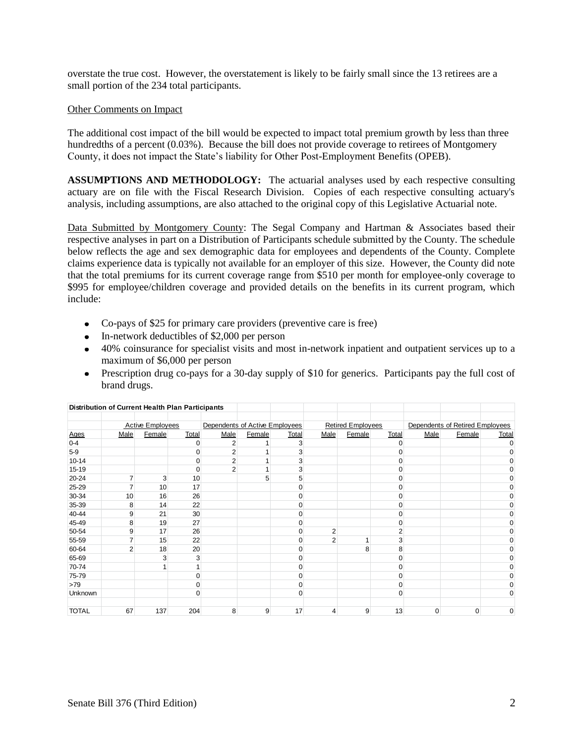overstate the true cost. However, the overstatement is likely to be fairly small since the 13 retirees are a small portion of the 234 total participants.

Other Comments on Impact

The additional cost impact of the bill would be expected to impact total premium growth by less than three hundredths of a percent (0.03%). Because the bill does not provide coverage to retirees of Montgomery County, it does not impact the State's liability for Other Post-Employment Benefits (OPEB).

**ASSUMPTIONS AND METHODOLOGY:** The actuarial analyses used by each respective consulting actuary are on file with the Fiscal Research Division. Copies of each respective consulting actuary's analysis, including assumptions, are also attached to the original copy of this Legislative Actuarial note.

Data Submitted by Montgomery County: The Segal Company and Hartman & Associates based their respective analyses in part on a Distribution of Participants schedule submitted by the County. The schedule below reflects the age and sex demographic data for employees and dependents of the County. Complete claims experience data is typically not available for an employer of this size. However, the County did note that the total premiums for its current coverage range from $510 per month for employee-only coverage to $995 for employee/children coverage and provided details on the benefits in its current program, which include:

- Co-pays of $25 for primary care providers (preventive care is free)
- In-network deductibles of $2,000 per person
- 40% coinsurance for specialist visits and most in-network inpatient and outpatient services up to a maximum of $6,000 per person
- Prescription drug co-pays for a 30-day supply of $10 for generics. Participants pay the full cost of brand drugs.

**Distribution of Current Health Plan Participants**

| | Active Employees | | | Dependents of Active Employees | | | Retired Employees | | | Dependents of Retired Employees | | |
|---|---|---|---|---|---|---|---|---|---|---|---|---|
| Ages | Male | Female | Total | Male | Female | Total | Male | Female | Total | Male | Female | Total |
| 0-4 | | | 0 | 2 | 1 | 3 | | | 0 | | | 0 |
| 5-9 | | | 0 | 2 | 1 | 3 | | | 0 | | | 0 |
| 10-14 | | | 0 | 2 | 1 | 3 | | | 0 | | | 0 |
| 15-19 | | | 0 | 2 | 1 | 3 | | | 0 | | | 0 |
| 20-24 | 7 | 3 | 10 | | 5 | 5 | | | 0 | | | 0 |
| 25-29 | 7 | 10 | 17 | | | 0 | | | 0 | | | 0 |
| 30-34 | 10 | 16 | 26 | | | 0 | | | 0 | | | 0 |
| 35-39 | 8 | 14 | 22 | | | 0 | | | 0 | | | 0 |
| 40-44 | 9 | 21 | 30 | | | 0 | | | 0 | | | 0 |
| 45-49 | 8 | 19 | 27 | | | 0 | | | 0 | | | 0 |
| 50-54 | 9 | 17 | 26 | | | 0 | 2 | | 2 | | | 0 |
| 55-59 | 7 | 15 | 22 | | | 0 | 2 | 1 | 3 | | | 0 |
| 60-64 | 2 | 18 | 20 | | | 0 | | 8 | 8 | | | 0 |
| 65-69 | | 3 | 3 | | | 0 | | | 0 | | | 0 |
| 70-74 | | 1 | 1 | | | 0 | | | 0 | | | 0 |
| 75-79 | | | 0 | | | 0 | | | 0 | | | 0 |
| >79 | | | 0 | | | 0 | | | 0 | | | 0 |
| Unknown | | | 0 | | | 0 | | | 0 | | | 0 |
| TOTAL | 67 | 137 | 204 | 8 | 9 | 17 | 4 | 9 | 13 | 0 | 0 | 0 |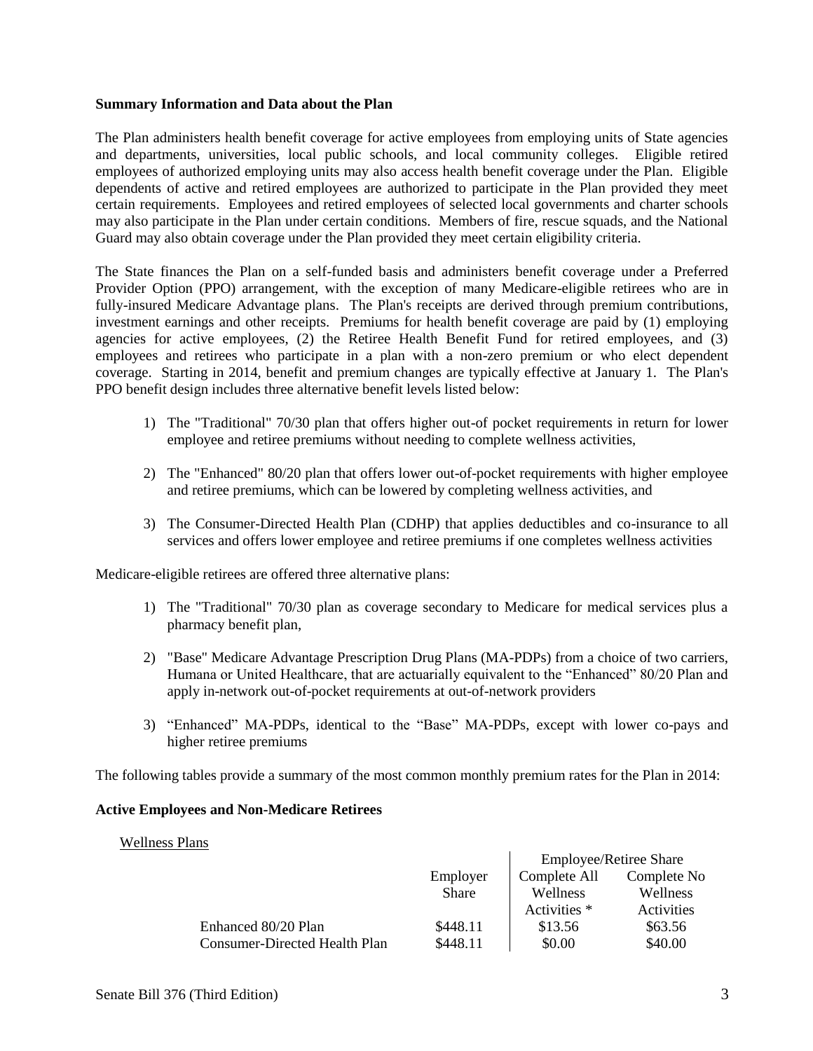**Summary Information and Data about the Plan**

The Plan administers health benefit coverage for active employees from employing units of State agencies and departments, universities, local public schools, and local community colleges. Eligible retired employees of authorized employing units may also access health benefit coverage under the Plan. Eligible dependents of active and retired employees are authorized to participate in the Plan provided they meet certain requirements. Employees and retired employees of selected local governments and charter schools may also participate in the Plan under certain conditions. Members of fire, rescue squads, and the National Guard may also obtain coverage under the Plan provided they meet certain eligibility criteria.

The State finances the Plan on a self-funded basis and administers benefit coverage under a Preferred Provider Option (PPO) arrangement, with the exception of many Medicare-eligible retirees who are in fully-insured Medicare Advantage plans. The Plan's receipts are derived through premium contributions, investment earnings and other receipts. Premiums for health benefit coverage are paid by (1) employing agencies for active employees, (2) the Retiree Health Benefit Fund for retired employees, and (3) employees and retirees who participate in a plan with a non-zero premium or who elect dependent coverage. Starting in 2014, benefit and premium changes are typically effective at January 1. The Plan's PPO benefit design includes three alternative benefit levels listed below:

1) The "Traditional" 70/30 plan that offers higher out-of pocket requirements in return for lower employee and retiree premiums without needing to complete wellness activities,

2) The "Enhanced" 80/20 plan that offers lower out-of-pocket requirements with higher employee and retiree premiums, which can be lowered by completing wellness activities, and

3) The Consumer-Directed Health Plan (CDHP) that applies deductibles and co-insurance to all services and offers lower employee and retiree premiums if one completes wellness activities

Medicare-eligible retirees are offered three alternative plans:

1) The "Traditional" 70/30 plan as coverage secondary to Medicare for medical services plus a pharmacy benefit plan,

2) "Base" Medicare Advantage Prescription Drug Plans (MA-PDPs) from a choice of two carriers, Humana or United Healthcare, that are actuarially equivalent to the "Enhanced" 80/20 Plan and apply in-network out-of-pocket requirements at out-of-network providers

3) "Enhanced" MA-PDPs, identical to the "Base" MA-PDPs, except with lower co-pays and higher retiree premiums

The following tables provide a summary of the most common monthly premium rates for the Plan in 2014:

**Active Employees and Non-Medicare Retirees**

Wellness Plans

| | Employer Share | Employee/Retiree Share: Complete All Wellness Activities * | Employee/Retiree Share: Complete No Wellness Activities |
|---|---|---|---|
| Enhanced 80/20 Plan | $448.11 | $13.56 | $63.56 |
| Consumer-Directed Health Plan | $448.11 | $0.00 | $40.00 |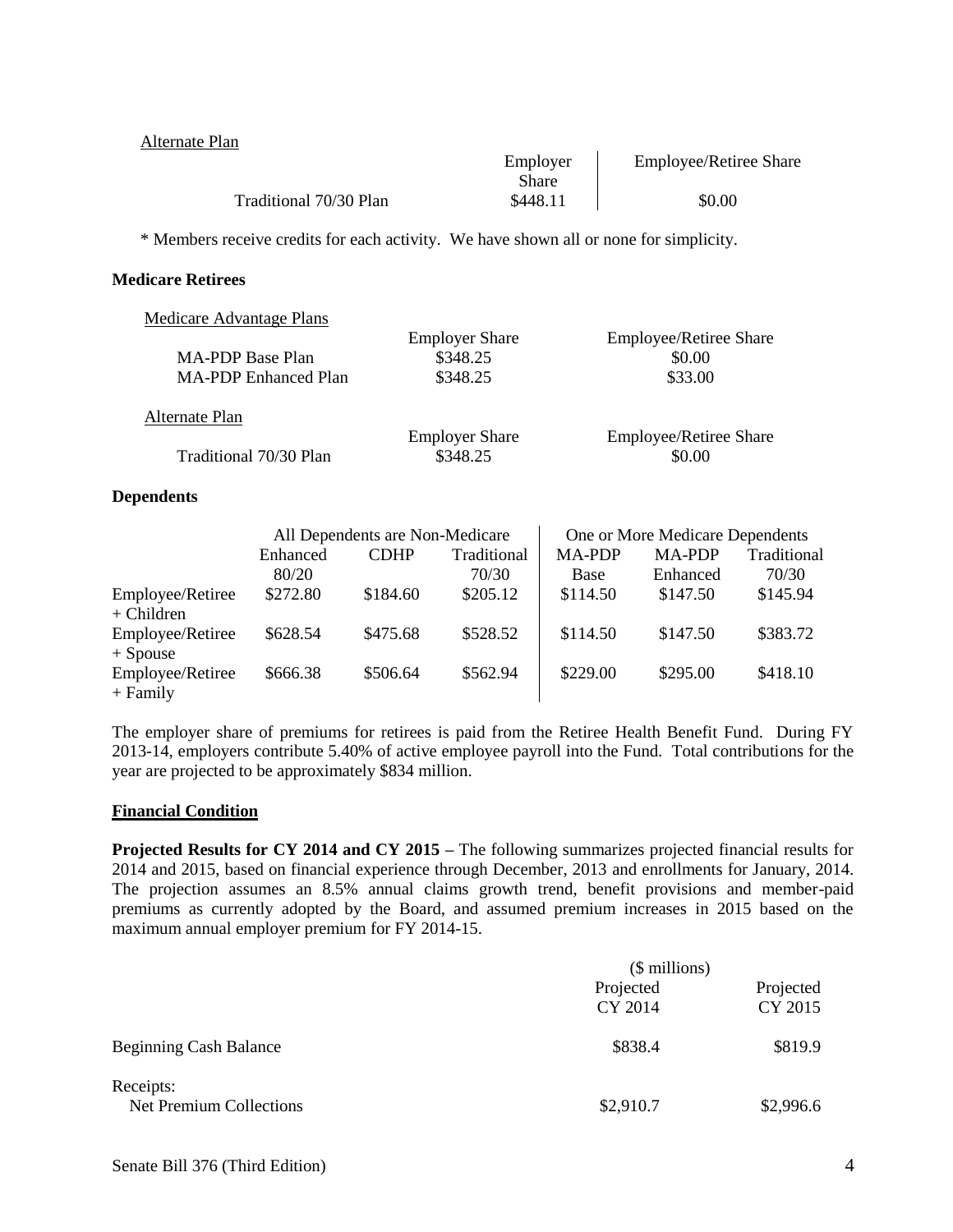Alternate Plan

| | Employer Share | Employee/Retiree Share |
|---|---|---|
| Traditional 70/30 Plan | $448.11 | $0.00 |

\* Members receive credits for each activity. We have shown all or none for simplicity.

**Medicare Retirees**

Medicare Advantage Plans

| | Employer Share | Employee/Retiree Share |
|---|---|---|
| MA-PDP Base Plan | $348.25 | $0.00 |
| MA-PDP Enhanced Plan | $348.25 | $33.00 |

Alternate Plan

| | Employer Share | Employee/Retiree Share |
|---|---|---|
| Traditional 70/30 Plan | $348.25 | $0.00 |

**Dependents**

| | All Dependents are Non-Medicare | | | One or More Medicare Dependents | | |
|---|---|---|---|---|---|---|
| | Enhanced 80/20 | CDHP | Traditional 70/30 | MA-PDP Base | MA-PDP Enhanced | Traditional 70/30 |
| Employee/Retiree + Children | $272.80 | $184.60 | $205.12 | $114.50 | $147.50 | $145.94 |
| Employee/Retiree + Spouse | $628.54 | $475.68 | $528.52 | $114.50 | $147.50 | $383.72 |
| Employee/Retiree + Family | $666.38 | $506.64 | $562.94 | $229.00 | $295.00 | $418.10 |

The employer share of premiums for retirees is paid from the Retiree Health Benefit Fund. During FY 2013-14, employers contribute 5.40% of active employee payroll into the Fund. Total contributions for the year are projected to be approximately $834 million.

**Financial Condition**

**Projected Results for CY 2014 and CY 2015 –** The following summarizes projected financial results for 2014 and 2015, based on financial experience through December, 2013 and enrollments for January, 2014. The projection assumes an 8.5% annual claims growth trend, benefit provisions and member-paid premiums as currently adopted by the Board, and assumed premium increases in 2015 based on the maximum annual employer premium for FY 2014-15.

| | ($ millions) | |
|---|---|---|
| | Projected CY 2014 | Projected CY 2015 |
| Beginning Cash Balance | $838.4 | $819.9 |
| Receipts: | | |
| Net Premium Collections | $2,910.7 | $2,996.6 |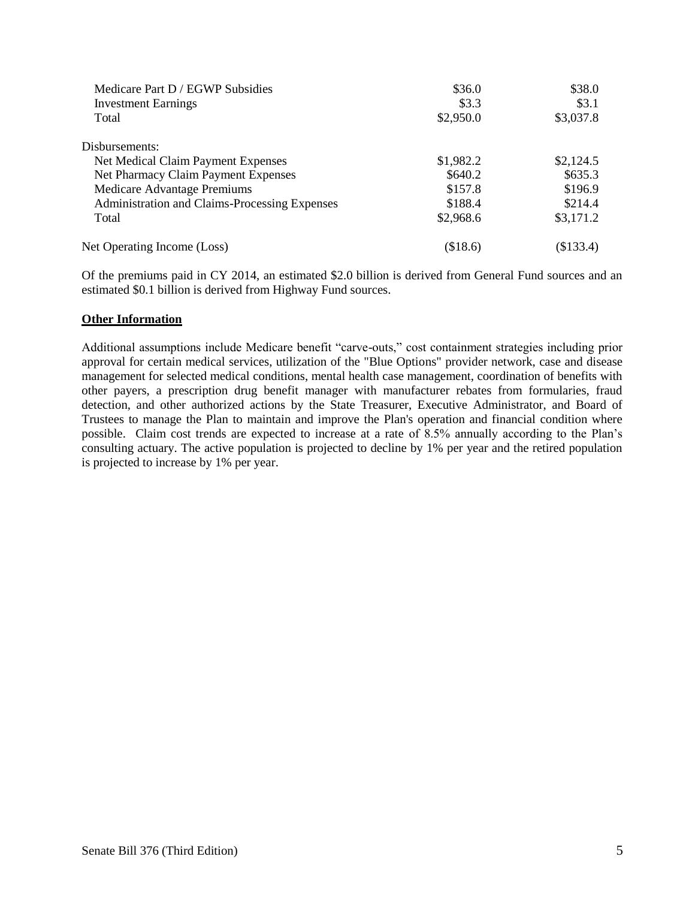| | | |
|---|---|---|
| Medicare Part D / EGWP Subsidies | \$36.0 | \$38.0 |
| Investment Earnings | \$3.3 | \$3.1 |
| Total | \$2,950.0 | \$3,037.8 |
| | | |
| Disbursements: | | |
| Net Medical Claim Payment Expenses | \$1,982.2 | \$2,124.5 |
| Net Pharmacy Claim Payment Expenses | \$640.2 | \$635.3 |
| Medicare Advantage Premiums | \$157.8 | \$196.9 |
| Administration and Claims-Processing Expenses | \$188.4 | \$214.4 |
| Total | \$2,968.6 | \$3,171.2 |
| | | |
| Net Operating Income (Loss) | (\$18.6) | (\$133.4) |

Of the premiums paid in CY 2014, an estimated \$2.0 billion is derived from General Fund sources and an estimated \$0.1 billion is derived from Highway Fund sources.

**Other Information**

Additional assumptions include Medicare benefit "carve-outs," cost containment strategies including prior approval for certain medical services, utilization of the "Blue Options" provider network, case and disease management for selected medical conditions, mental health case management, coordination of benefits with other payers, a prescription drug benefit manager with manufacturer rebates from formularies, fraud detection, and other authorized actions by the State Treasurer, Executive Administrator, and Board of Trustees to manage the Plan to maintain and improve the Plan's operation and financial condition where possible. Claim cost trends are expected to increase at a rate of 8.5% annually according to the Plan's consulting actuary. The active population is projected to decline by 1% per year and the retired population is projected to increase by 1% per year.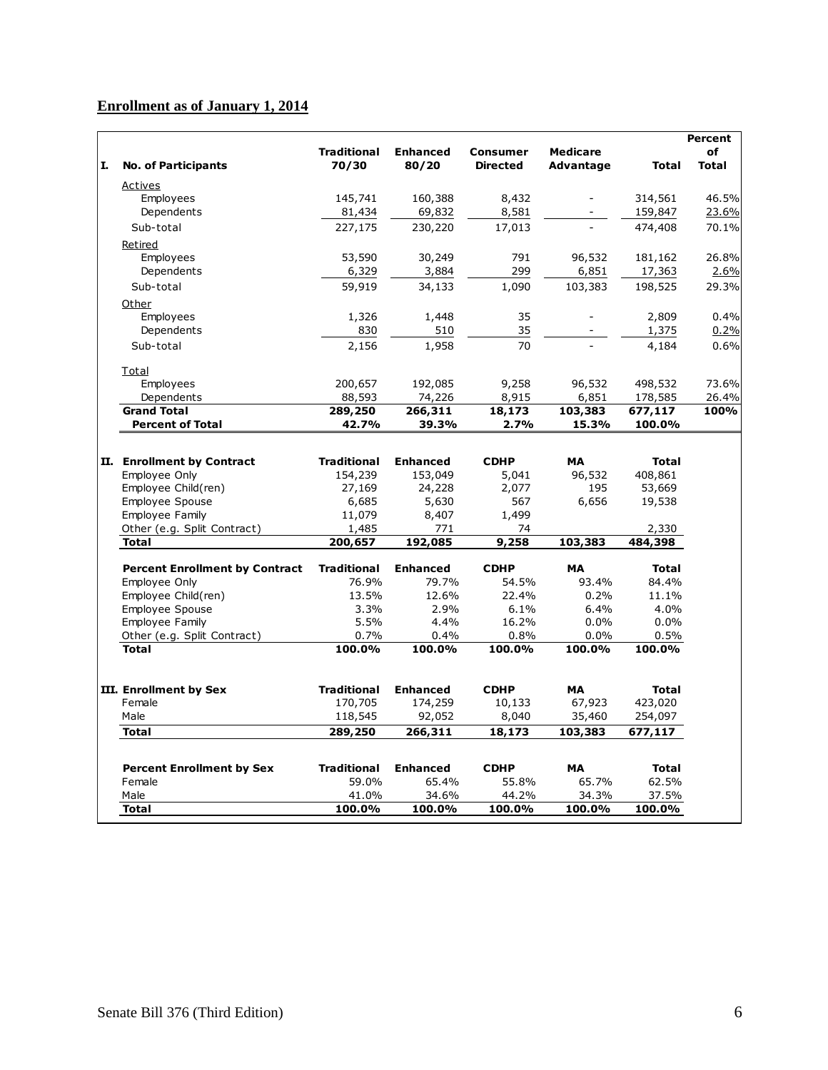## Enrollment as of January 1, 2014

| I. | No. of Participants | Traditional 70/30 | Enhanced 80/20 | Consumer Directed | Medicare Advantage | Total | Percent of Total |
|---|---|---|---|---|---|---|---|
| | Actives | | | | | | |
| | Employees | 145,741 | 160,388 | 8,432 | - | 314,561 | 46.5% |
| | Dependents | 81,434 | 69,832 | 8,581 | - | 159,847 | 23.6% |
| | Sub-total | 227,175 | 230,220 | 17,013 | - | 474,408 | 70.1% |
| | Retired | | | | | | |
| | Employees | 53,590 | 30,249 | 791 | 96,532 | 181,162 | 26.8% |
| | Dependents | 6,329 | 3,884 | 299 | 6,851 | 17,363 | 2.6% |
| | Sub-total | 59,919 | 34,133 | 1,090 | 103,383 | 198,525 | 29.3% |
| | Other | | | | | | |
| | Employees | 1,326 | 1,448 | 35 | - | 2,809 | 0.4% |
| | Dependents | 830 | 510 | 35 | - | 1,375 | 0.2% |
| | Sub-total | 2,156 | 1,958 | 70 | - | 4,184 | 0.6% |
| | Total | | | | | | |
| | Employees | 200,657 | 192,085 | 9,258 | 96,532 | 498,532 | 73.6% |
| | Dependents | 88,593 | 74,226 | 8,915 | 6,851 | 178,585 | 26.4% |
| | **Grand Total** | **289,250** | **266,311** | **18,173** | **103,383** | **677,117** | **100%** |
| | **Percent of Total** | **42.7%** | **39.3%** | **2.7%** | **15.3%** | **100.0%** | |

| II. Enrollment by Contract | Traditional | Enhanced | CDHP | MA | Total |
|---|---|---|---|---|---|
| Employee Only | 154,239 | 153,049 | 5,041 | 96,532 | 408,861 |
| Employee Child(ren) | 27,169 | 24,228 | 2,077 | 195 | 53,669 |
| Employee Spouse | 6,685 | 5,630 | 567 | 6,656 | 19,538 |
| Employee Family | 11,079 | 8,407 | 1,499 | | |
| Other (e.g. Split Contract) | 1,485 | 771 | 74 | | 2,330 |
| **Total** | **200,657** | **192,085** | **9,258** | **103,383** | **484,398** |

| Percent Enrollment by Contract | Traditional | Enhanced | CDHP | MA | Total |
|---|---|---|---|---|---|
| Employee Only | 76.9% | 79.7% | 54.5% | 93.4% | 84.4% |
| Employee Child(ren) | 13.5% | 12.6% | 22.4% | 0.2% | 11.1% |
| Employee Spouse | 3.3% | 2.9% | 6.1% | 6.4% | 4.0% |
| Employee Family | 5.5% | 4.4% | 16.2% | 0.0% | 0.0% |
| Other (e.g. Split Contract) | 0.7% | 0.4% | 0.8% | 0.0% | 0.5% |
| **Total** | **100.0%** | **100.0%** | **100.0%** | **100.0%** | **100.0%** |

| III. Enrollment by Sex | Traditional | Enhanced | CDHP | MA | Total |
|---|---|---|---|---|---|
| Female | 170,705 | 174,259 | 10,133 | 67,923 | 423,020 |
| Male | 118,545 | 92,052 | 8,040 | 35,460 | 254,097 |
| **Total** | **289,250** | **266,311** | **18,173** | **103,383** | **677,117** |

| Percent Enrollment by Sex | Traditional | Enhanced | CDHP | MA | Total |
|---|---|---|---|---|---|
| Female | 59.0% | 65.4% | 55.8% | 65.7% | 62.5% |
| Male | 41.0% | 34.6% | 44.2% | 34.3% | 37.5% |
| **Total** | **100.0%** | **100.0%** | **100.0%** | **100.0%** | **100.0%** |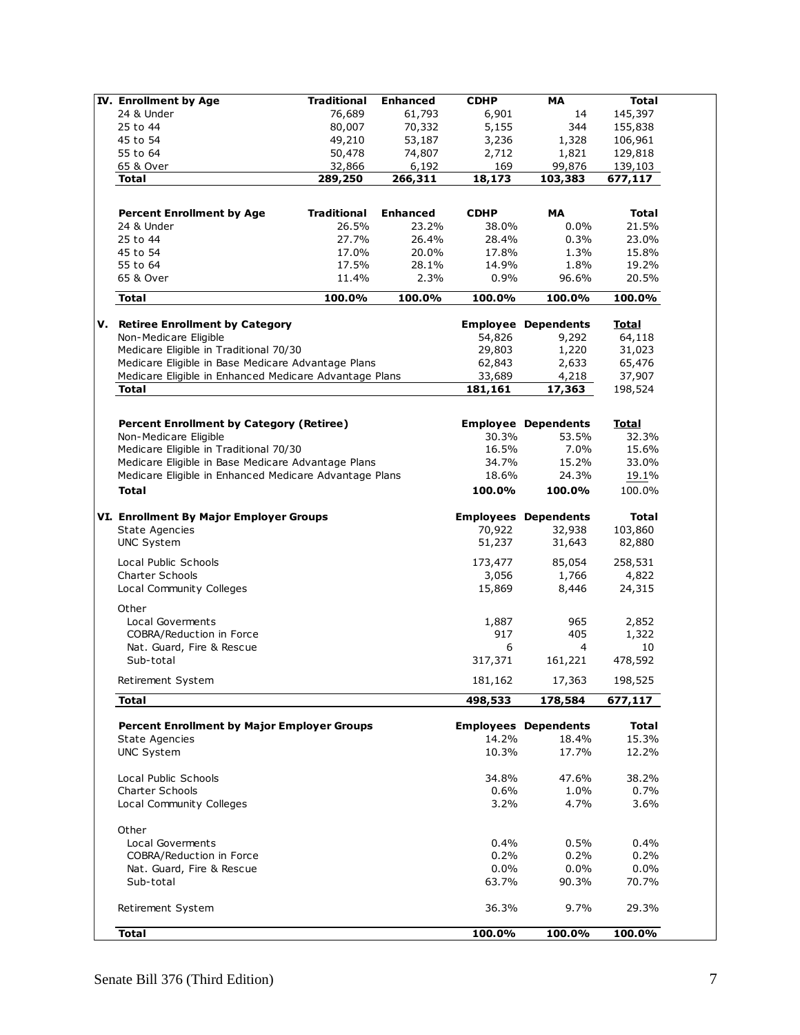**IV. Enrollment by Age**

| Enrollment by Age | Traditional | Enhanced | CDHP | MA | Total |
|---|---|---|---|---|---|
| 24 & Under | 76,689 | 61,793 | 6,901 | 14 | 145,397 |
| 25 to 44 | 80,007 | 70,332 | 5,155 | 344 | 155,838 |
| 45 to 54 | 49,210 | 53,187 | 3,236 | 1,328 | 106,961 |
| 55 to 64 | 50,478 | 74,807 | 2,712 | 1,821 | 129,818 |
| 65 & Over | 32,866 | 6,192 | 169 | 99,876 | 139,103 |
| **Total** | **289,250** | **266,311** | **18,173** | **103,383** | **677,117** |

| **Percent Enrollment by Age** | **Traditional** | **Enhanced** | **CDHP** | **MA** | **Total** |
|---|---|---|---|---|---|
| 24 & Under | 26.5% | 23.2% | 38.0% | 0.0% | 21.5% |
| 25 to 44 | 27.7% | 26.4% | 28.4% | 0.3% | 23.0% |
| 45 to 54 | 17.0% | 20.0% | 17.8% | 1.3% | 15.8% |
| 55 to 64 | 17.5% | 28.1% | 14.9% | 1.8% | 19.2% |
| 65 & Over | 11.4% | 2.3% | 0.9% | 96.6% | 20.5% |
| **Total** | **100.0%** | **100.0%** | **100.0%** | **100.0%** | **100.0%** |

**V. Retiree Enrollment by Category**

| Retiree Enrollment by Category | Employee | Dependents | Total |
|---|---|---|---|
| Non-Medicare Eligible | 54,826 | 9,292 | 64,118 |
| Medicare Eligible in Traditional 70/30 | 29,803 | 1,220 | 31,023 |
| Medicare Eligible in Base Medicare Advantage Plans | 62,843 | 2,633 | 65,476 |
| Medicare Eligible in Enhanced Medicare Advantage Plans | 33,689 | 4,218 | 37,907 |
| **Total** | **181,161** | **17,363** | 198,524 |

| **Percent Enrollment by Category (Retiree)** | **Employee** | **Dependents** | **Total** |
|---|---|---|---|
| Non-Medicare Eligible | 30.3% | 53.5% | 32.3% |
| Medicare Eligible in Traditional 70/30 | 16.5% | 7.0% | 15.6% |
| Medicare Eligible in Base Medicare Advantage Plans | 34.7% | 15.2% | 33.0% |
| Medicare Eligible in Enhanced Medicare Advantage Plans | 18.6% | 24.3% | 19.1% |
| **Total** | **100.0%** | **100.0%** | 100.0% |

**VI. Enrollment By Major Employer Groups**

| Enrollment By Major Employer Groups | Employees | Dependents | Total |
|---|---|---|---|
| State Agencies | 70,922 | 32,938 | 103,860 |
| UNC System | 51,237 | 31,643 | 82,880 |
| Local Public Schools | 173,477 | 85,054 | 258,531 |
| Charter Schools | 3,056 | 1,766 | 4,822 |
| Local Community Colleges | 15,869 | 8,446 | 24,315 |
| Other | | | |
| Local Goverments | 1,887 | 965 | 2,852 |
| COBRA/Reduction in Force | 917 | 405 | 1,322 |
| Nat. Guard, Fire & Rescue | 6 | 4 | 10 |
| Sub-total | 317,371 | 161,221 | 478,592 |
| Retirement System | 181,162 | 17,363 | 198,525 |
| **Total** | **498,533** | **178,584** | **677,117** |

| **Percent Enrollment by Major Employer Groups** | **Employees** | **Dependents** | **Total** |
|---|---|---|---|
| State Agencies | 14.2% | 18.4% | 15.3% |
| UNC System | 10.3% | 17.7% | 12.2% |
| Local Public Schools | 34.8% | 47.6% | 38.2% |
| Charter Schools | 0.6% | 1.0% | 0.7% |
| Local Community Colleges | 3.2% | 4.7% | 3.6% |
| Other | | | |
| Local Goverments | 0.4% | 0.5% | 0.4% |
| COBRA/Reduction in Force | 0.2% | 0.2% | 0.2% |
| Nat. Guard, Fire & Rescue | 0.0% | 0.0% | 0.0% |
| Sub-total | 63.7% | 90.3% | 70.7% |
| Retirement System | 36.3% | 9.7% | 29.3% |
| **Total** | **100.0%** | **100.0%** | **100.0%** |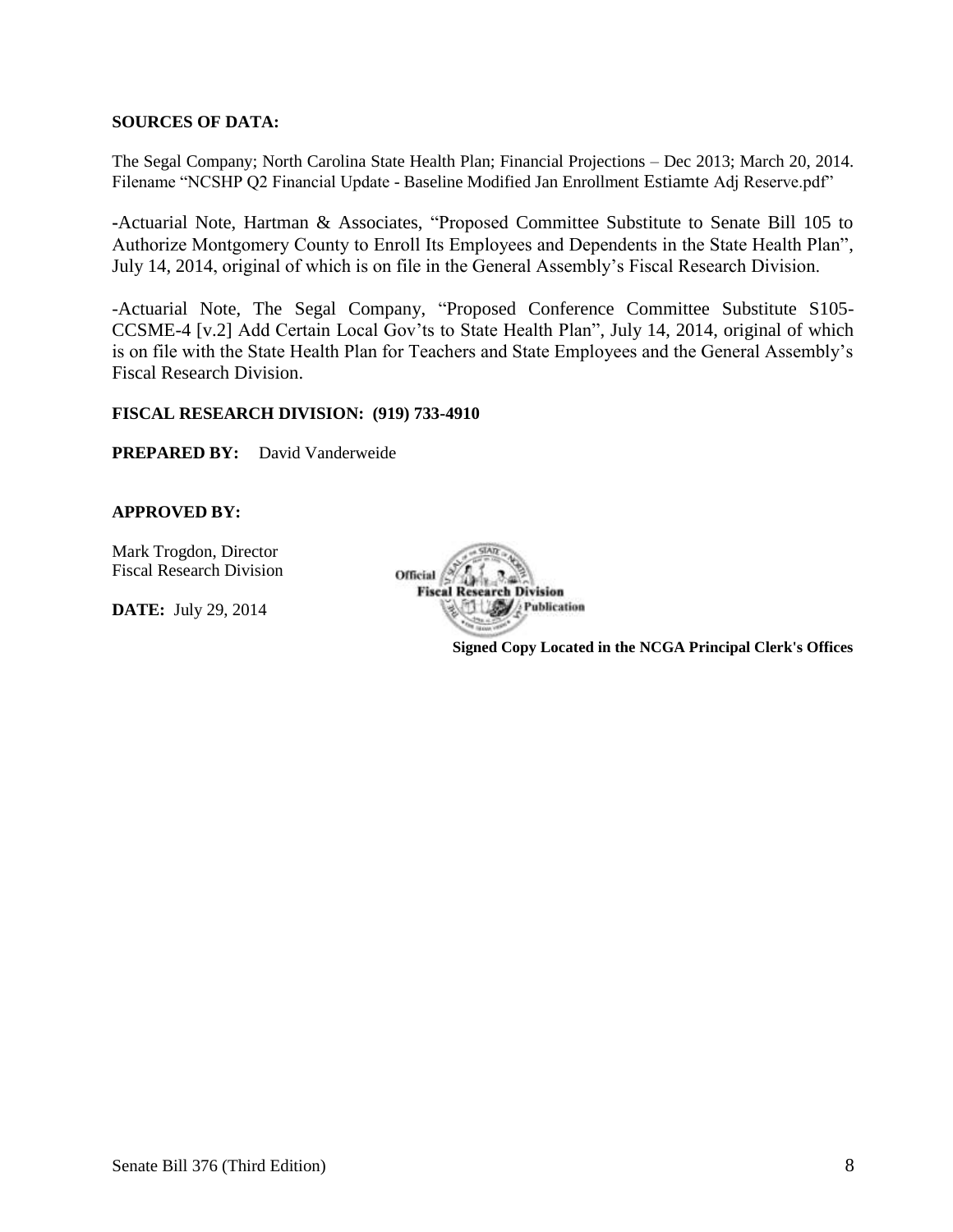**SOURCES OF DATA:**

The Segal Company; North Carolina State Health Plan; Financial Projections – Dec 2013; March 20, 2014. Filename "NCSHP Q2 Financial Update - Baseline Modified Jan Enrollment Estiamte Adj Reserve.pdf"

-Actuarial Note, Hartman & Associates, "Proposed Committee Substitute to Senate Bill 105 to Authorize Montgomery County to Enroll Its Employees and Dependents in the State Health Plan", July 14, 2014, original of which is on file in the General Assembly's Fiscal Research Division.

-Actuarial Note, The Segal Company, "Proposed Conference Committee Substitute S105-CCSME-4 [v.2] Add Certain Local Gov'ts to State Health Plan", July 14, 2014, original of which is on file with the State Health Plan for Teachers and State Employees and the General Assembly's Fiscal Research Division.

**FISCAL RESEARCH DIVISION: (919) 733-4910**

**PREPARED BY:** David Vanderweide

**APPROVED BY:**

Mark Trogdon, Director
Fiscal Research Division

**DATE:** July 29, 2014

Official Fiscal Research Division Publication

**Signed Copy Located in the NCGA Principal Clerk's Offices**